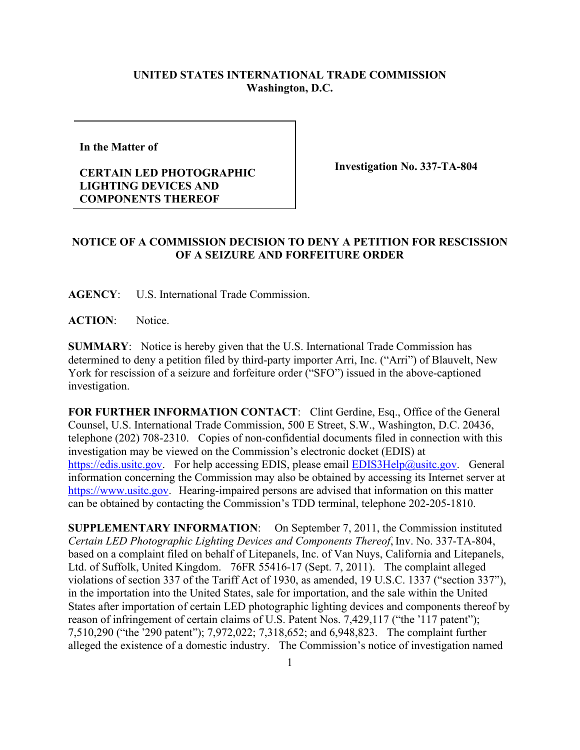**UNITED STATES INTERNATIONAL TRADE COMMISSION**
**Washington, D.C.**

| In the Matter of<br><br>**CERTAIN LED PHOTOGRAPHIC LIGHTING DEVICES AND COMPONENTS THEREOF** | **Investigation No. 337-TA-804** |
|---|---|

**NOTICE OF A COMMISSION DECISION TO DENY A PETITION FOR RESCISSION OF A SEIZURE AND FORFEITURE ORDER**

**AGENCY**: U.S. International Trade Commission.

**ACTION**: Notice.

**SUMMARY**: Notice is hereby given that the U.S. International Trade Commission has determined to deny a petition filed by third-party importer Arri, Inc. ("Arri") of Blauvelt, New York for rescission of a seizure and forfeiture order ("SFO") issued in the above-captioned investigation.

**FOR FURTHER INFORMATION CONTACT**: Clint Gerdine, Esq., Office of the General Counsel, U.S. International Trade Commission, 500 E Street, S.W., Washington, D.C. 20436, telephone (202) 708-2310. Copies of non-confidential documents filed in connection with this investigation may be viewed on the Commission's electronic docket (EDIS) at https://edis.usitc.gov. For help accessing EDIS, please email EDIS3Help@usitc.gov. General information concerning the Commission may also be obtained by accessing its Internet server at https://www.usitc.gov. Hearing-impaired persons are advised that information on this matter can be obtained by contacting the Commission's TDD terminal, telephone 202-205-1810.

**SUPPLEMENTARY INFORMATION**: On September 7, 2011, the Commission instituted *Certain LED Photographic Lighting Devices and Components Thereof*, Inv. No. 337-TA-804, based on a complaint filed on behalf of Litepanels, Inc. of Van Nuys, California and Litepanels, Ltd. of Suffolk, United Kingdom. 76FR 55416-17 (Sept. 7, 2011). The complaint alleged violations of section 337 of the Tariff Act of 1930, as amended, 19 U.S.C. 1337 ("section 337"), in the importation into the United States, sale for importation, and the sale within the United States after importation of certain LED photographic lighting devices and components thereof by reason of infringement of certain claims of U.S. Patent Nos. 7,429,117 ("the '117 patent"); 7,510,290 ("the '290 patent"); 7,972,022; 7,318,652; and 6,948,823. The complaint further alleged the existence of a domestic industry. The Commission's notice of investigation named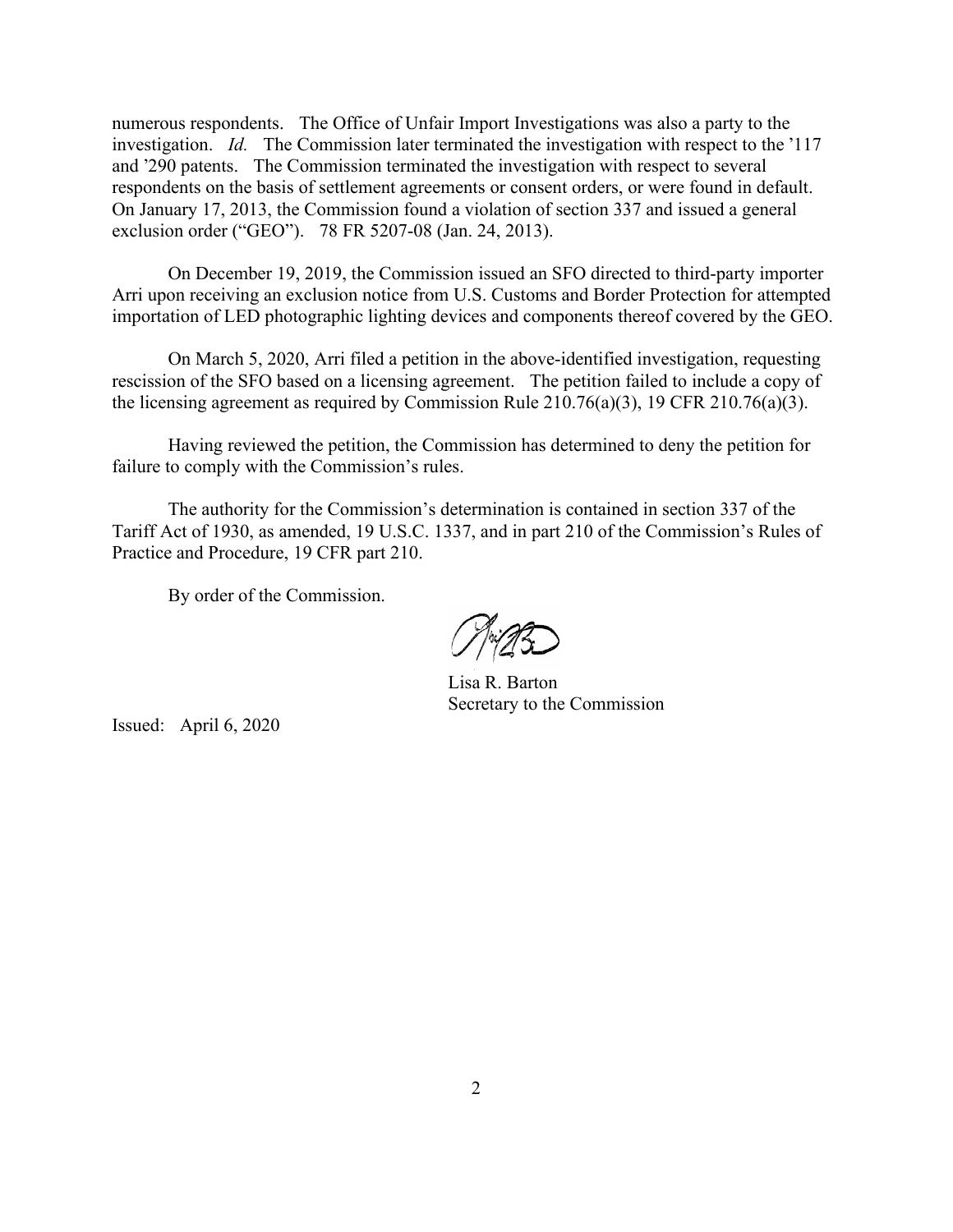numerous respondents. The Office of Unfair Import Investigations was also a party to the investigation. *Id.* The Commission later terminated the investigation with respect to the '117 and '290 patents. The Commission terminated the investigation with respect to several respondents on the basis of settlement agreements or consent orders, or were found in default. On January 17, 2013, the Commission found a violation of section 337 and issued a general exclusion order ("GEO"). 78 FR 5207-08 (Jan. 24, 2013).

On December 19, 2019, the Commission issued an SFO directed to third-party importer Arri upon receiving an exclusion notice from U.S. Customs and Border Protection for attempted importation of LED photographic lighting devices and components thereof covered by the GEO.

On March 5, 2020, Arri filed a petition in the above-identified investigation, requesting rescission of the SFO based on a licensing agreement. The petition failed to include a copy of the licensing agreement as required by Commission Rule 210.76(a)(3), 19 CFR 210.76(a)(3).

Having reviewed the petition, the Commission has determined to deny the petition for failure to comply with the Commission's rules.

The authority for the Commission's determination is contained in section 337 of the Tariff Act of 1930, as amended, 19 U.S.C. 1337, and in part 210 of the Commission's Rules of Practice and Procedure, 19 CFR part 210.

By order of the Commission.

Lisa R. Barton
Secretary to the Commission

Issued: April 6, 2020